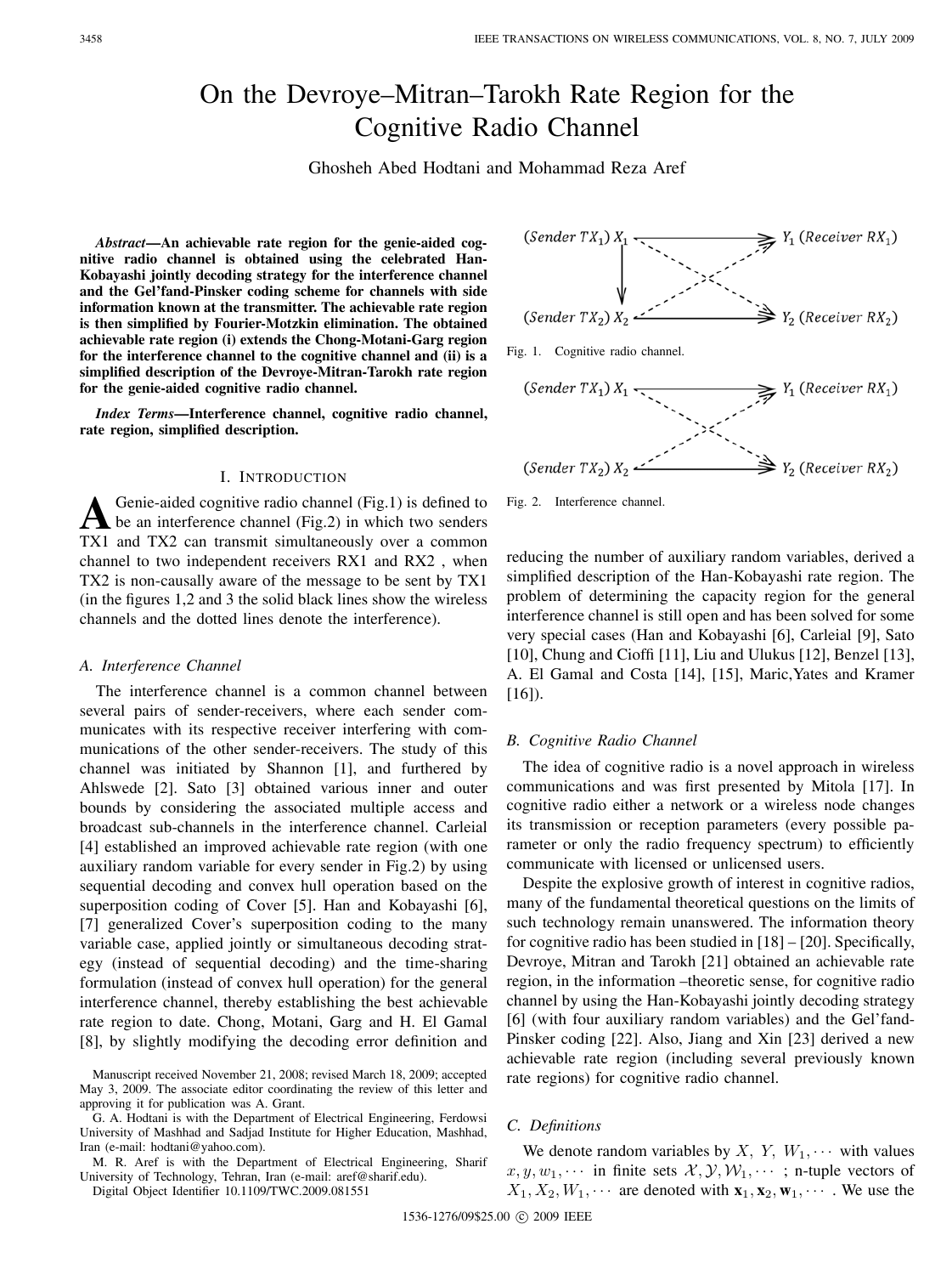# On the Devroye–Mitran–Tarokh Rate Region for the Cognitive Radio Channel

Ghosheh Abed Hodtani and Mohammad Reza Aref

***Abstract*—An achievable rate region for the genie-aided cognitive radio channel is obtained using the celebrated Han-Kobayashi jointly decoding strategy for the interference channel and the Gel'fand-Pinsker coding scheme for channels with side information known at the transmitter. The achievable rate region is then simplified by Fourier-Motzkin elimination. The obtained achievable rate region (i) extends the Chong-Motani-Garg region for the interference channel to the cognitive channel and (ii) is a simplified description of the Devroye-Mitran-Tarokh rate region for the genie-aided cognitive radio channel.**

***Index Terms*—Interference channel, cognitive radio channel, rate region, simplified description.**

## I. Introduction

A Genie-aided cognitive radio channel (Fig.1) is defined to be an interference channel (Fig.2) in which two senders TX1 and TX2 can transmit simultaneously over a common channel to two independent receivers RX1 and RX2 , when TX2 is non-causally aware of the message to be sent by TX1 (in the figures 1,2 and 3 the solid black lines show the wireless channels and the dotted lines denote the interference).

Fig. 1. Cognitive radio channel.

Fig. 2. Interference channel.

### A. Interference Channel

The interference channel is a common channel between several pairs of sender-receivers, where each sender communicates with its respective receiver interfering with communications of the other sender-receivers. The study of this channel was initiated by Shannon [1], and furthered by Ahlswede [2]. Sato [3] obtained various inner and outer bounds by considering the associated multiple access and broadcast sub-channels in the interference channel. Carleial [4] established an improved achievable rate region (with one auxiliary random variable for every sender in Fig.2) by using sequential decoding and convex hull operation based on the superposition coding of Cover [5]. Han and Kobayashi [6], [7] generalized Cover's superposition coding to the many variable case, applied jointly or simultaneous decoding strategy (instead of sequential decoding) and the time-sharing formulation (instead of convex hull operation) for the general interference channel, thereby establishing the best achievable rate region to date. Chong, Motani, Garg and H. El Gamal [8], by slightly modifying the decoding error definition and reducing the number of auxiliary random variables, derived a simplified description of the Han-Kobayashi rate region. The problem of determining the capacity region for the general interference channel is still open and has been solved for some very special cases (Han and Kobayashi [6], Carleial [9], Sato [10], Chung and Cioffi [11], Liu and Ulukus [12], Benzel [13], A. El Gamal and Costa [14], [15], Maric,Yates and Kramer [16]).

### B. Cognitive Radio Channel

The idea of cognitive radio is a novel approach in wireless communications and was first presented by Mitola [17]. In cognitive radio either a network or a wireless node changes its transmission or reception parameters (every possible parameter or only the radio frequency spectrum) to efficiently communicate with licensed or unlicensed users.

Despite the explosive growth of interest in cognitive radios, many of the fundamental theoretical questions on the limits of such technology remain unanswered. The information theory for cognitive radio has been studied in [18] – [20]. Specifically, Devroye, Mitran and Tarokh [21] obtained an achievable rate region, in the information –theoretic sense, for cognitive radio channel by using the Han-Kobayashi jointly decoding strategy [6] (with four auxiliary random variables) and the Gel'fand-Pinsker coding [22]. Also, Jiang and Xin [23] derived a new achievable rate region (including several previously known rate regions) for cognitive radio channel.

### C. Definitions

We denote random variables by $X$, $Y$, $W_1, \cdots$ with values $x, y, w_1, \cdots$ in finite sets $\mathcal{X}, \mathcal{Y}, \mathcal{W}_1, \cdots$ ; n-tuple vectors of $X_1, X_2, W_1, \cdots$ are denoted with $\mathbf{x}_1, \mathbf{x}_2, \mathbf{w}_1, \cdots$ . We use the

Manuscript received November 21, 2008; revised March 18, 2009; accepted May 3, 2009. The associate editor coordinating the review of this letter and approving it for publication was A. Grant.

G. A. Hodtani is with the Department of Electrical Engineering, Ferdowsi University of Mashhad and Sadjad Institute for Higher Education, Mashhad, Iran (e-mail: hodtani@yahoo.com).

M. R. Aref is with the Department of Electrical Engineering, Sharif University of Technology, Tehran, Iran (e-mail: aref@sharif.edu).

Digital Object Identifier 10.1109/TWC.2009.081551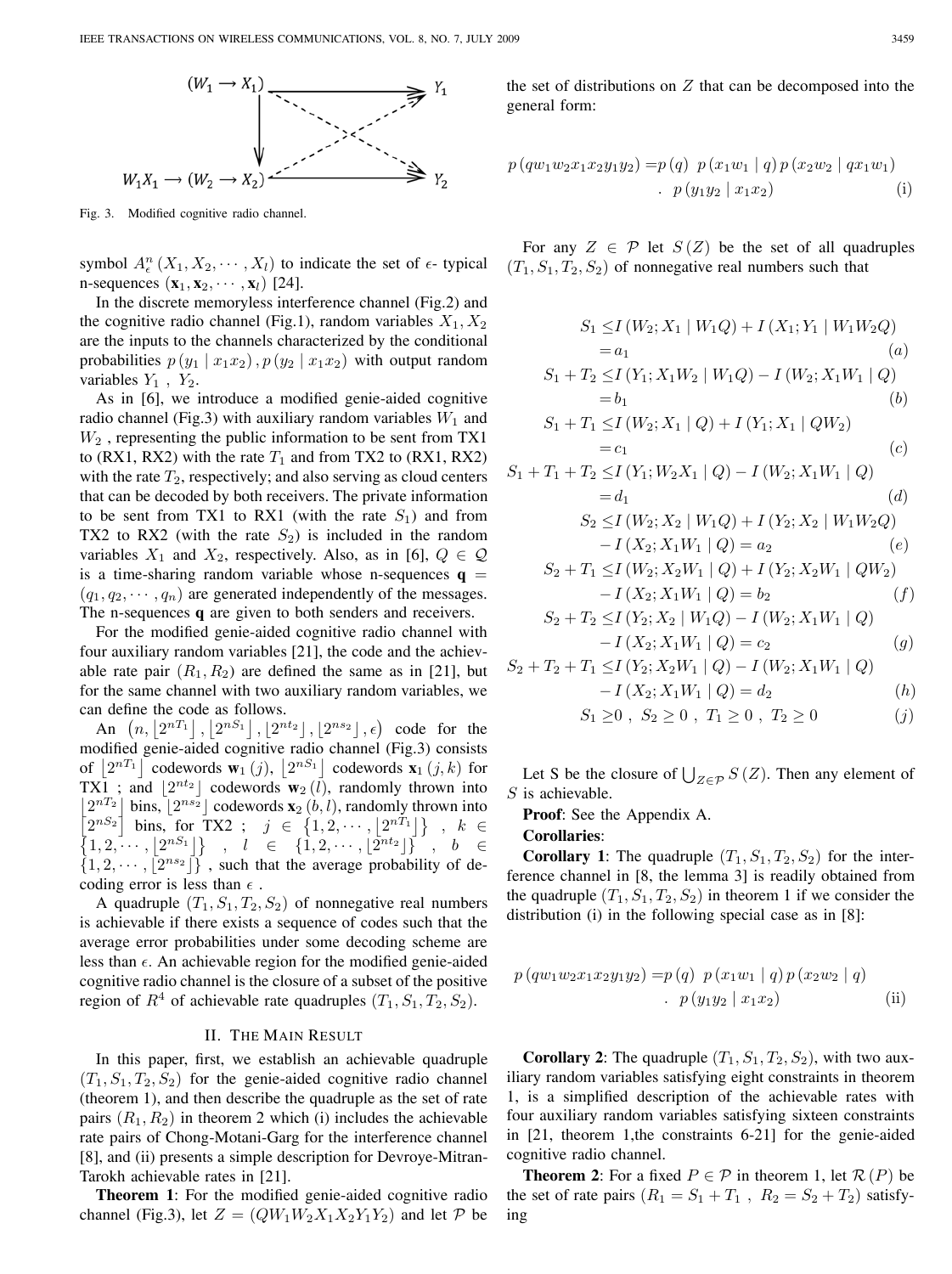Fig. 3. Modified cognitive radio channel.

symbol $A_\epsilon^n(X_1, X_2, \cdots, X_l)$ to indicate the set of $\epsilon$- typical n-sequences $(\mathbf{x}_1, \mathbf{x}_2, \cdots, \mathbf{x}_l)$ [24].

In the discrete memoryless interference channel (Fig.2) and the cognitive radio channel (Fig.1), random variables $X_1, X_2$ are the inputs to the channels characterized by the conditional probabilities $p(y_1 \mid x_1 x_2), p(y_2 \mid x_1 x_2)$ with output random variables $Y_1$ , $Y_2$.

As in [6], we introduce a modified genie-aided cognitive radio channel (Fig.3) with auxiliary random variables $W_1$ and $W_2$ , representing the public information to be sent from TX1 to (RX1, RX2) with the rate $T_1$ and from TX2 to (RX1, RX2) with the rate $T_2$, respectively; and also serving as cloud centers that can be decoded by both receivers. The private information to be sent from TX1 to RX1 (with the rate $S_1$) and from TX2 to RX2 (with the rate $S_2$) is included in the random variables $X_1$ and $X_2$, respectively. Also, as in [6], $Q \in \mathcal{Q}$ is a time-sharing random variable whose n-sequences $\mathbf{q} = (q_1, q_2, \cdots, q_n)$ are generated independently of the messages. The n-sequences $\mathbf{q}$ are given to both senders and receivers.

For the modified genie-aided cognitive radio channel with four auxiliary random variables [21], the code and the achievable rate pair $(R_1, R_2)$ are defined the same as in [21], but for the same channel with two auxiliary random variables, we can define the code as follows.

An $\left(n, \lfloor 2^{nT_1} \rfloor, \lfloor 2^{nS_1} \rfloor, \lfloor 2^{nt_2} \rfloor, \lfloor 2^{ns_2} \rfloor, \epsilon\right)$ code for the modified genie-aided cognitive radio channel (Fig.3) consists of $\lfloor 2^{nT_1} \rfloor$ codewords $\mathbf{w}_1(j)$, $\lfloor 2^{nS_1} \rfloor$ codewords $\mathbf{x}_1(j,k)$ for TX1 ; and $\lfloor 2^{nt_2} \rfloor$ codewords $\mathbf{w}_2(l)$, randomly thrown into $\lfloor 2^{nT_2} \rfloor$ bins, $\lfloor 2^{ns_2} \rfloor$ codewords $\mathbf{x}_2(b,l)$, randomly thrown into $\lfloor 2^{nS_2} \rfloor$ bins, for TX2 ; $j \in \{1, 2, \cdots, \lfloor 2^{nT_1} \rfloor\}$ , $k \in \{1, 2, \cdots, \lfloor 2^{nS_1} \rfloor\}$ , $l \in \{1, 2, \cdots, \lfloor 2^{nt_2} \rfloor\}$ , $b \in \{1, 2, \cdots, \lfloor 2^{ns_2} \rfloor\}$ , such that the average probability of decoding error is less than $\epsilon$ .

A quadruple $(T_1, S_1, T_2, S_2)$ of nonnegative real numbers is achievable if there exists a sequence of codes such that the average error probabilities under some decoding scheme are less than $\epsilon$. An achievable region for the modified genie-aided cognitive radio channel is the closure of a subset of the positive region of $R^4$ of achievable rate quadruples $(T_1, S_1, T_2, S_2)$.

## II. The Main Result

In this paper, first, we establish an achievable quadruple $(T_1, S_1, T_2, S_2)$ for the genie-aided cognitive radio channel (theorem 1), and then describe the quadruple as the set of rate pairs $(R_1, R_2)$ in theorem 2 which (i) includes the achievable rate pairs of Chong-Motani-Garg for the interference channel [8], and (ii) presents a simple description for Devroye-Mitran-Tarokh achievable rates in [21].

**Theorem 1**: For the modified genie-aided cognitive radio channel (Fig.3), let $Z = (QW_1W_2X_1X_2Y_1Y_2)$ and let $\mathcal{P}$ be the set of distributions on $Z$ that can be decomposed into the general form:

$$p(qw_1w_2x_1x_2y_1y_2) = p(q)\ p(x_1w_1 \mid q)\, p(x_2w_2 \mid qx_1w_1) \cdot\ p(y_1y_2 \mid x_1x_2) \qquad \text{(i)}$$

For any $Z \in \mathcal{P}$ let $S(Z)$ be the set of all quadruples $(T_1, S_1, T_2, S_2)$ of nonnegative real numbers such that

$$
\begin{aligned}
S_1 &\le I(W_2; X_1 \mid W_1Q) + I(X_1; Y_1 \mid W_1W_2Q) = a_1 && (a)\\
S_1 + T_2 &\le I(Y_1; X_1W_2 \mid W_1Q) - I(W_2; X_1W_1 \mid Q) = b_1 && (b)\\
S_1 + T_1 &\le I(W_2; X_1 \mid Q) + I(Y_1; X_1 \mid QW_2) = c_1 && (c)\\
S_1 + T_1 + T_2 &\le I(Y_1; W_2X_1 \mid Q) - I(W_2; X_1W_1 \mid Q) = d_1 && (d)\\
S_2 &\le I(W_2; X_2 \mid W_1Q) + I(Y_2; X_2 \mid W_1W_2Q) - I(X_2; X_1W_1 \mid Q) = a_2 && (e)\\
S_2 + T_1 &\le I(W_2; X_2W_1 \mid Q) + I(Y_2; X_2W_1 \mid QW_2) - I(X_2; X_1W_1 \mid Q) = b_2 && (f)\\
S_2 + T_2 &\le I(Y_2; X_2 \mid W_1Q) - I(W_2; X_1W_1 \mid Q) - I(X_2; X_1W_1 \mid Q) = c_2 && (g)\\
S_2 + T_2 + T_1 &\le I(Y_2; X_2W_1 \mid Q) - I(W_2; X_1W_1 \mid Q) - I(X_2; X_1W_1 \mid Q) = d_2 && (h)\\
S_1 &\ge 0\ ,\ S_2 \ge 0\ ,\ T_1 \ge 0\ ,\ T_2 \ge 0 && (j)
\end{aligned}
$$

Let S be the closure of $\bigcup_{Z \in \mathcal{P}} S(Z)$. Then any element of $S$ is achievable.

**Proof**: See the Appendix A.

**Corollaries**:

**Corollary 1**: The quadruple $(T_1, S_1, T_2, S_2)$ for the interference channel in [8, the lemma 3] is readily obtained from the quadruple $(T_1, S_1, T_2, S_2)$ in theorem 1 if we consider the distribution (i) in the following special case as in [8]:

$$p(qw_1w_2x_1x_2y_1y_2) = p(q)\ p(x_1w_1 \mid q)\, p(x_2w_2 \mid q) \cdot\ p(y_1y_2 \mid x_1x_2) \qquad \text{(ii)}$$

**Corollary 2**: The quadruple $(T_1, S_1, T_2, S_2)$, with two auxiliary random variables satisfying eight constraints in theorem 1, is a simplified description of the achievable rates with four auxiliary random variables satisfying sixteen constraints in [21, theorem 1,the constraints 6-21] for the genie-aided cognitive radio channel.

**Theorem 2**: For a fixed $P \in \mathcal{P}$ in theorem 1, let $\mathcal{R}(P)$ be the set of rate pairs $(R_1 = S_1 + T_1\ ,\ R_2 = S_2 + T_2)$ satisfying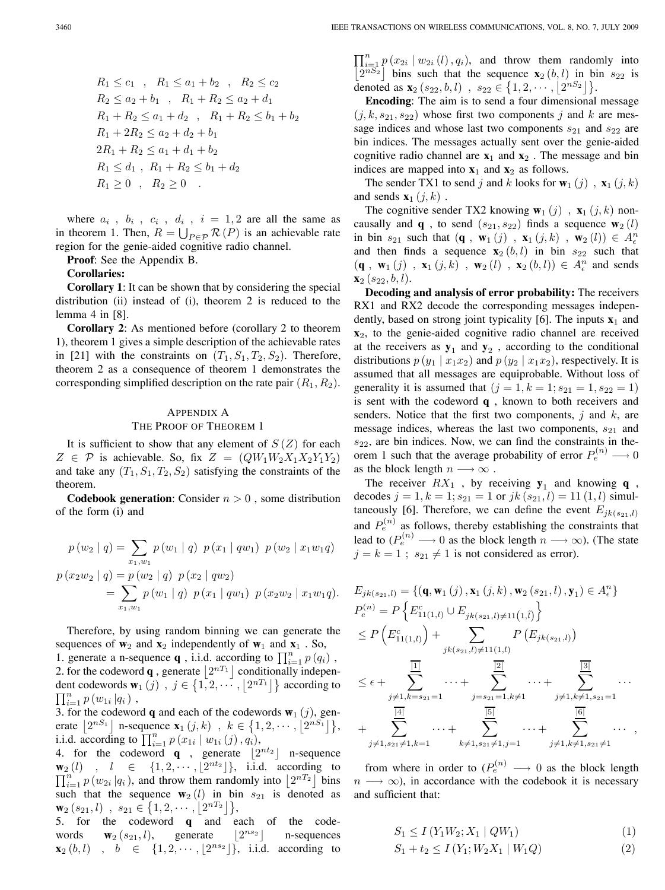$$
\begin{aligned}
&R_1 \leq c_1 \quad , \quad R_1 \leq a_1 + b_2 \quad , \quad R_2 \leq c_2 \\
&R_2 \leq a_2 + b_1 \quad , \quad R_1 + R_2 \leq a_2 + d_1 \\
&R_1 + R_2 \leq a_1 + d_2 \quad , \quad R_1 + R_2 \leq b_1 + b_2 \\
&R_1 + 2R_2 \leq a_2 + d_2 + b_1 \\
&2R_1 + R_2 \leq a_1 + d_1 + b_2 \\
&R_1 \leq d_1 \ , \ R_1 + R_2 \leq b_1 + d_2 \\
&R_1 \geq 0 \quad , \quad R_2 \geq 0 \quad .
\end{aligned}
$$

where $a_i$ , $b_i$ , $c_i$ , $d_i$ , $i = 1, 2$ are all the same as in theorem 1. Then, $R = \bigcup_{P \in \mathcal{P}} \mathcal{R}(P)$ is an achievable rate region for the genie-aided cognitive radio channel.

**Proof**: See the Appendix B.

**Corollaries:**

**Corollary 1**: It can be shown that by considering the special distribution (ii) instead of (i), theorem 2 is reduced to the lemma 4 in [8].

**Corollary 2**: As mentioned before (corollary 2 to theorem 1), theorem 1 gives a simple description of the achievable rates in [21] with the constraints on $(T_1, S_1, T_2, S_2)$. Therefore, theorem 2 as a consequence of theorem 1 demonstrates the corresponding simplified description on the rate pair $(R_1, R_2)$.

## Appendix A
## The Proof of Theorem 1

It is sufficient to show that any element of $S(Z)$ for each $Z \in \mathcal{P}$ is achievable. So, fix $Z = (QW_1W_2X_1X_2Y_1Y_2)$ and take any $(T_1, S_1, T_2, S_2)$ satisfying the constraints of the theorem.

**Codebook generation**: Consider $n > 0$ , some distribution of the form (i) and

$$
p(w_2 \mid q) = \sum_{x_1, w_1} p(w_1 \mid q) \ p(x_1 \mid qw_1) \ p(w_2 \mid x_1 w_1 q)
$$

$$
\begin{aligned}
p(x_2 w_2 \mid q) &= p(w_2 \mid q) \ p(x_2 \mid q w_2) \\
&= \sum_{x_1, w_1} p(w_1 \mid q) \ p(x_1 \mid q w_1) \ p(x_2 w_2 \mid x_1 w_1 q).
\end{aligned}
$$

Therefore, by using random binning we can generate the sequences of $\mathbf{w}_2$ and $\mathbf{x}_2$ independently of $\mathbf{w}_1$ and $\mathbf{x}_1$ . So,

1. generate a n-sequence $\mathbf{q}$ , i.i.d. according to $\prod_{i=1}^{n} p(q_i)$ ,
2. for the codeword $\mathbf{q}$ , generate $\lfloor 2^{nT_1} \rfloor$ conditionally independent codewords $\mathbf{w}_1(j)$ , $j \in \{1, 2, \cdots, \lfloor 2^{nT_1} \rfloor\}$ according to $\prod_{i=1}^{n} p(w_{1i} \mid q_i)$ ,
3. for the codeword $\mathbf{q}$ and each of the codewords $\mathbf{w}_1(j)$, generate $\lfloor 2^{nS_1} \rfloor$ n-sequence $\mathbf{x}_1(j,k)$ , $k \in \{1, 2, \cdots, \lfloor 2^{nS_1} \rfloor\}$, i.i.d. according to $\prod_{i=1}^{n} p(x_{1i} \mid w_{1i}(j), q_i)$,
4. for the codeword $\mathbf{q}$ , generate $\lfloor 2^{nt_2} \rfloor$ n-sequence $\mathbf{w}_2(l)$ , $l \in \{1, 2, \cdots, \lfloor 2^{nt_2} \rfloor\}$, i.i.d. according to $\prod_{i=1}^{n} p(w_{2i} \mid q_i)$, and throw them randomly into $\lfloor 2^{nT_2} \rfloor$ bins such that the sequence $\mathbf{w}_2(l)$ in bin $s_{21}$ is denoted as $\mathbf{w}_2(s_{21}, l)$ , $s_{21} \in \{1, 2, \cdots, \lfloor 2^{nT_2} \rfloor\}$,
5. for the codeword $\mathbf{q}$ and each of the codewords $\mathbf{w}_2(s_{21}, l)$, generate $\lfloor 2^{ns_2} \rfloor$ n-sequences $\mathbf{x}_2(b, l)$ , $b \in \{1, 2, \cdots, \lfloor 2^{ns_2} \rfloor\}$, i.i.d. according to $\prod_{i=1}^{n} p(x_{2i} \mid w_{2i}(l), q_i)$, and throw them randomly into $\lfloor 2^{nS_2} \rfloor$ bins such that the sequence $\mathbf{x}_2(b, l)$ in bin $s_{22}$ is denoted as $\mathbf{x}_2(s_{22}, b, l)$ , $s_{22} \in \{1, 2, \cdots, \lfloor 2^{nS_2} \rfloor\}$.

**Encoding**: The aim is to send a four dimensional message $(j, k, s_{21}, s_{22})$ whose first two components $j$ and $k$ are message indices and whose last two components $s_{21}$ and $s_{22}$ are bin indices. The messages actually sent over the genie-aided cognitive radio channel are $\mathbf{x}_1$ and $\mathbf{x}_2$ . The message and bin indices are mapped into $\mathbf{x}_1$ and $\mathbf{x}_2$ as follows.

The sender TX1 to send $j$ and $k$ looks for $\mathbf{w}_1(j)$ , $\mathbf{x}_1(j,k)$ and sends $\mathbf{x}_1(j,k)$ .

The cognitive sender TX2 knowing $\mathbf{w}_1(j)$ , $\mathbf{x}_1(j,k)$ non-causally and $\mathbf{q}$ , to send $(s_{21}, s_{22})$ finds a sequence $\mathbf{w}_2(l)$ in bin $s_{21}$ such that $(\mathbf{q}$ , $\mathbf{w}_1(j)$ , $\mathbf{x}_1(j,k)$ , $\mathbf{w}_2(l)) \in A_\epsilon^n$ and then finds a sequence $\mathbf{x}_2(b, l)$ in bin $s_{22}$ such that $(\mathbf{q}$ , $\mathbf{w}_1(j)$ , $\mathbf{x}_1(j,k)$ , $\mathbf{w}_2(l)$ , $\mathbf{x}_2(b,l)) \in A_\epsilon^n$ and sends $\mathbf{x}_2(s_{22}, b, l)$.

**Decoding and analysis of error probability:** The receivers RX1 and RX2 decode the corresponding messages independently, based on strong joint typicality [6]. The inputs $\mathbf{x}_1$ and $\mathbf{x}_2$, to the genie-aided cognitive radio channel are received at the receivers as $\mathbf{y}_1$ and $\mathbf{y}_2$ , according to the conditional distributions $p(y_1 \mid x_1 x_2)$ and $p(y_2 \mid x_1 x_2)$, respectively. It is assumed that all messages are equiprobable. Without loss of generality it is assumed that $(j = 1, k = 1; s_{21} = 1, s_{22} = 1)$ is sent with the codeword $\mathbf{q}$ , known to both receivers and senders. Notice that the first two components, $j$ and $k$, are message indices, whereas the last two components, $s_{21}$ and $s_{22}$, are bin indices. Now, we can find the constraints in theorem 1 such that the average probability of error $P_e^{(n)} \longrightarrow 0$ as the block length $n \longrightarrow \infty$ .

The receiver $RX_1$ , by receiving $\mathbf{y}_1$ and knowing $\mathbf{q}$ , decodes $j = 1, k = 1; s_{21} = 1$ or $jk(s_{21}, l) = 11(1, l)$ simultaneously [6]. Therefore, we can define the event $E_{jk(s_{21},l)}$ and $P_e^{(n)}$ as follows, thereby establishing the constraints that lead to ($P_e^{(n)} \longrightarrow 0$ as the block length $n \longrightarrow \infty$). (The state $j = k = 1$ ; $s_{21} \neq 1$ is not considered as error).

$$
\begin{aligned}
&E_{jk(s_{21},l)} = \{(\mathbf{q}, \mathbf{w}_1(j), \mathbf{x}_1(j,k), \mathbf{w}_2(s_{21}, l), \mathbf{y}_1) \in A_\epsilon^n\} \\
&P_e^{(n)} = P\left\{E_{11(1,l)}^c \cup E_{jk(s_{21},l) \neq 11(1,\tilde{l})}\right\} \\
&\leq P\left(E_{11(1,l)}^c\right) + \sum_{jk(s_{21},l) \neq 11(1,l)} P\left(E_{jk(s_{21},l)}\right) \\
&\leq \epsilon + \overbrace{\sum_{j \neq 1, k = s_{21} = 1}}^{[1]} \cdots + \overbrace{\sum_{j = s_{21} = 1, k \neq 1}}^{[2]} \cdots + \overbrace{\sum_{j \neq 1, k \neq 1, s_{21} = 1}}^{[3]} \cdots \\
&\quad + \overbrace{\sum_{j \neq 1, s_{21} \neq 1, k = 1}}^{[4]} \cdots + \overbrace{\sum_{k \neq 1, s_{21} \neq 1, j = 1}}^{[5]} \cdots + \overbrace{\sum_{j \neq 1, k \neq 1, s_{21} \neq 1}}^{[6]} \cdots ,
\end{aligned}
$$

from where in order to ($P_e^{(n)} \longrightarrow 0$ as the block length $n \longrightarrow \infty$), in accordance with the codebook it is necessary and sufficient that:

$$
S_1 \leq I(Y_1 W_2; X_1 \mid Q W_1) \tag{1}
$$

$$
S_1 + t_2 \leq I(Y_1; W_2 X_1 \mid W_1 Q) \tag{2}
$$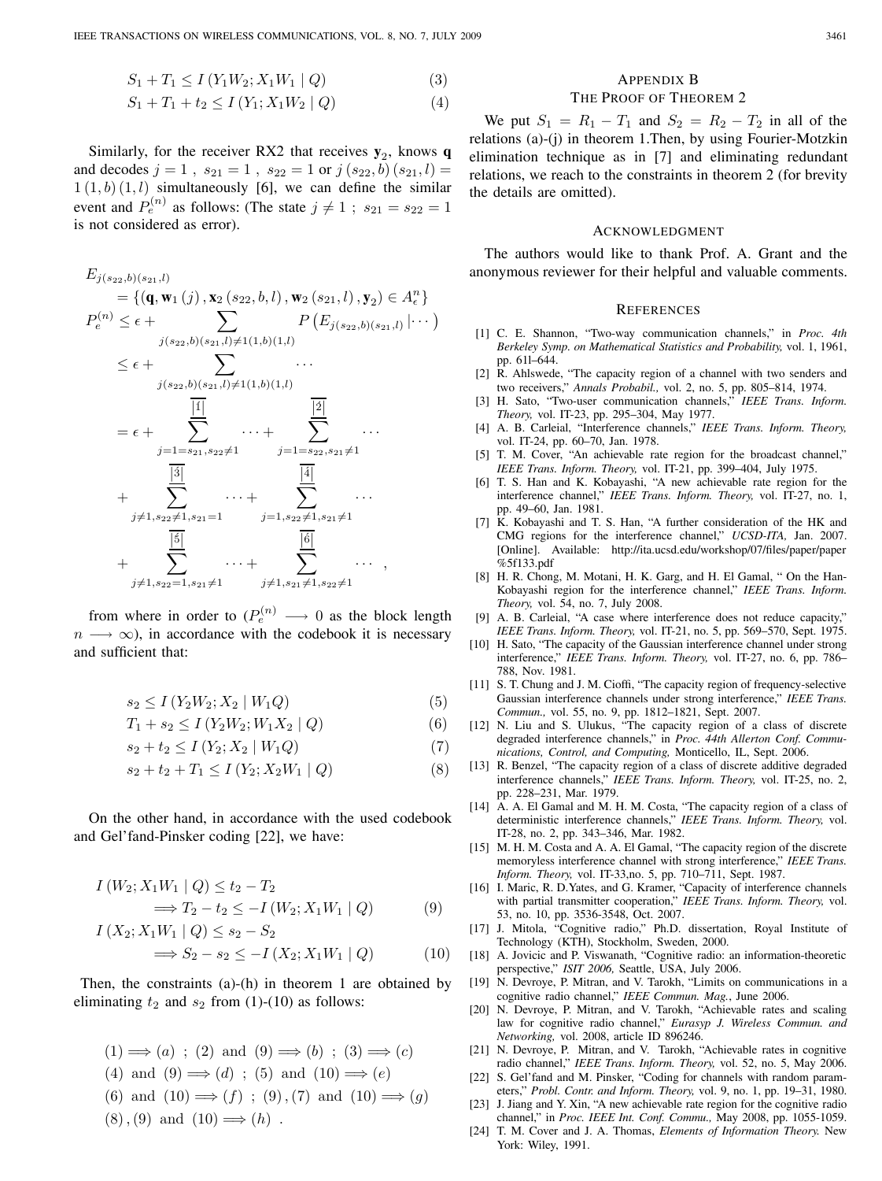$$S_1 + T_1 \leq I\left(Y_1 W_2 ; X_1 W_1 \mid Q\right) \tag{3}$$

$$S_1 + T_1 + t_2 \leq I\left(Y_1 ; X_1 W_2 \mid Q\right) \tag{4}$$

Similarly, for the receiver RX2 that receives $\mathbf{y}_2$, knows $\mathbf{q}$ and decodes $j = 1$ , $s_{21} = 1$ , $s_{22} = 1$ or $j\left(s_{22}, b\right)\left(s_{21}, l\right) = 1\left(1, b\right)\left(1, l\right)$ simultaneously [6], we can define the similar event and $P_e^{(n)}$ as follows: (The state $j \neq 1$ ; $s_{21} = s_{22} = 1$ is not considered as error).

$$\begin{aligned}
&E_{j\left(s_{22}, b\right)\left(s_{21}, l\right)} \\
&\quad = \left\{\left(\mathbf{q}, \mathbf{w}_1\left(j\right), \mathbf{x}_2\left(s_{22}, b, l\right), \mathbf{w}_2\left(s_{21}, l\right), \mathbf{y}_2\right) \in A_\epsilon^n\right\} \\
&P_e^{(n)} \leq \epsilon + \sum_{j\left(s_{22}, b\right)\left(s_{21}, l\right) \neq 1\left(1, b\right)\left(1, l\right)} P\left(E_{j\left(s_{22}, b\right)\left(s_{21}, l\right)} \mid \cdots\right) \\
&\quad \leq \epsilon + \sum_{j\left(s_{22}, b\right)\left(s_{21}, l\right) \neq 1\left(1, b\right)\left(1, l\right)} \cdots \\
&\quad = \epsilon + \overline{\overline{\sum_{j=1=s_{21}, s_{22} \neq 1}}}^{\,1} \cdots + \overline{\overline{\sum_{j=1=s_{22}, s_{21} \neq 1}}}^{\,2} \cdots \\
&\quad + \overline{\overline{\sum_{j \neq 1, s_{22} \neq 1, s_{21} = 1}}}^{\,3} \cdots + \overline{\overline{\sum_{j = 1, s_{22} \neq 1, s_{21} \neq 1}}}^{\,4} \cdots \\
&\quad + \overline{\overline{\sum_{j \neq 1, s_{22} = 1, s_{21} \neq 1}}}^{\,5} \cdots + \overline{\overline{\sum_{j \neq 1, s_{21} \neq 1, s_{22} \neq 1}}}^{\,6} \cdots ,
\end{aligned}$$

from where in order to ($P_e^{(n)} \longrightarrow 0$ as the block length $n \longrightarrow \infty$), in accordance with the codebook it is necessary and sufficient that:

$$s_2 \leq I\left(Y_2 W_2 ; X_2 \mid W_1 Q\right) \tag{5}$$

$$T_1 + s_2 \leq I\left(Y_2 W_2 ; W_1 X_2 \mid Q\right) \tag{6}$$

$$s_2 + t_2 \leq I\left(Y_2 ; X_2 \mid W_1 Q\right) \tag{7}$$

$$s_2 + t_2 + T_1 \leq I\left(Y_2 ; X_2 W_1 \mid Q\right) \tag{8}$$

On the other hand, in accordance with the used codebook and Gel'fand-Pinsker coding [22], we have:

$$\begin{aligned}
I\left(W_2 ; X_1 W_1 \mid Q\right) &\leq t_2 - T_2 \\
&\Longrightarrow T_2 - t_2 \leq -I\left(W_2 ; X_1 W_1 \mid Q\right)
\end{aligned} \tag{9}$$

$$\begin{aligned}
I\left(X_2 ; X_1 W_1 \mid Q\right) &\leq s_2 - S_2 \\
&\Longrightarrow S_2 - s_2 \leq -I\left(X_2 ; X_1 W_1 \mid Q\right)
\end{aligned} \tag{10}$$

Then, the constraints (a)-(h) in theorem 1 are obtained by eliminating $t_2$ and $s_2$ from (1)-(10) as follows:

$$\begin{aligned}
&(1) \Longrightarrow (a) \;\; ; \;\; (2) \text{ and } (9) \Longrightarrow (b) \;\; ; \;\; (3) \Longrightarrow (c) \\
&(4) \text{ and } (9) \Longrightarrow (d) \;\; ; \;\; (5) \text{ and } (10) \Longrightarrow (e) \\
&(6) \text{ and } (10) \Longrightarrow (f) \;\; ; \;\; (9), (7) \text{ and } (10) \Longrightarrow (g) \\
&(8), (9) \text{ and } (10) \Longrightarrow (h) \;\; .
\end{aligned}$$

## Appendix B
## The Proof of Theorem 2

We put $S_1 = R_1 - T_1$ and $S_2 = R_2 - T_2$ in all of the relations (a)-(j) in theorem 1.Then, by using Fourier-Motzkin elimination technique as in [7] and eliminating redundant relations, we reach to the constraints in theorem 2 (for brevity the details are omitted).

## Acknowledgment

The authors would like to thank Prof. A. Grant and the anonymous reviewer for their helpful and valuable comments.

## References

[1] C. E. Shannon, "Two-way communication channels," in *Proc. 4th Berkeley Symp. on Mathematical Statistics and Probability,* vol. 1, 1961, pp. 61l–644.

[2] R. Ahlswede, "The capacity region of a channel with two senders and two receivers," *Annals Probabil.,* vol. 2, no. 5, pp. 805–814, 1974.

[3] H. Sato, "Two-user communication channels," *IEEE Trans. Inform. Theory,* vol. IT-23, pp. 295–304, May 1977.

[4] A. B. Carleial, "Interference channels," *IEEE Trans. Inform. Theory,* vol. IT-24, pp. 60–70, Jan. 1978.

[5] T. M. Cover, "An achievable rate region for the broadcast channel," *IEEE Trans. Inform. Theory,* vol. IT-21, pp. 399–404, July 1975.

[6] T. S. Han and K. Kobayashi, "A new achievable rate region for the interference channel," *IEEE Trans. Inform. Theory,* vol. IT-27, no. 1, pp. 49–60, Jan. 1981.

[7] K. Kobayashi and T. S. Han, "A further consideration of the HK and CMG regions for the interference channel," *UCSD-ITA,* Jan. 2007. [Online]. Available: http://ita.ucsd.edu/workshop/07/files/paper/paper%5f133.pdf

[8] H. R. Chong, M. Motani, H. K. Garg, and H. El Gamal, " On the Han-Kobayashi region for the interference channel," *IEEE Trans. Inform. Theory,* vol. 54, no. 7, July 2008.

[9] A. B. Carleial, "A case where interference does not reduce capacity," *IEEE Trans. Inform. Theory,* vol. IT-21, no. 5, pp. 569–570, Sept. 1975.

[10] H. Sato, "The capacity of the Gaussian interference channel under strong interference," *IEEE Trans. Inform. Theory,* vol. IT-27, no. 6, pp. 786–788, Nov. 1981.

[11] S. T. Chung and J. M. Cioffi, "The capacity region of frequency-selective Gaussian interference channels under strong interference," *IEEE Trans. Commun.,* vol. 55, no. 9, pp. 1812–1821, Sept. 2007.

[12] N. Liu and S. Ulukus, "The capacity region of a class of discrete degraded interference channels," in *Proc. 44th Allerton Conf. Communications, Control, and Computing,* Monticello, IL, Sept. 2006.

[13] R. Benzel, "The capacity region of a class of discrete additive degraded interference channels," *IEEE Trans. Inform. Theory,* vol. IT-25, no. 2, pp. 228–231, Mar. 1979.

[14] A. A. El Gamal and M. H. M. Costa, "The capacity region of a class of deterministic interference channels," *IEEE Trans. Inform. Theory,* vol. IT-28, no. 2, pp. 343–346, Mar. 1982.

[15] M. H. M. Costa and A. A. El Gamal, "The capacity region of the discrete memoryless interference channel with strong interference," *IEEE Trans. Inform. Theory,* vol. IT-33,no. 5, pp. 710–711, Sept. 1987.

[16] I. Maric, R. D.Yates, and G. Kramer, "Capacity of interference channels with partial transmitter cooperation," *IEEE Trans. Inform. Theory,* vol. 53, no. 10, pp. 3536-3548, Oct. 2007.

[17] J. Mitola, "Cognitive radio," Ph.D. dissertation, Royal Institute of Technology (KTH), Stockholm, Sweden, 2000.

[18] A. Jovicic and P. Viswanath, "Cognitive radio: an information-theoretic perspective," *ISIT 2006,* Seattle, USA, July 2006.

[19] N. Devroye, P. Mitran, and V. Tarokh, "Limits on communications in a cognitive radio channel," *IEEE Commun. Mag.*, June 2006.

[20] N. Devroye, P. Mitran, and V. Tarokh, "Achievable rates and scaling law for cognitive radio channel," *Eurasyp J. Wireless Commun. and Networking,* vol. 2008, article ID 896246.

[21] N. Devroye, P. Mitran, and V. Tarokh, "Achievable rates in cognitive radio channel," *IEEE Trans. Inform. Theory,* vol. 52, no. 5, May 2006.

[22] S. Gel'fand and M. Pinsker, "Coding for channels with random parameters," *Probl. Contr. and Inform. Theory,* vol. 9, no. 1, pp. 19–31, 1980.

[23] J. Jiang and Y. Xin, "A new achievable rate region for the cognitive radio channel," in *Proc. IEEE Int. Conf. Commu.,* May 2008, pp. 1055-1059.

[24] T. M. Cover and J. A. Thomas, *Elements of Information Theory.* New York: Wiley, 1991.